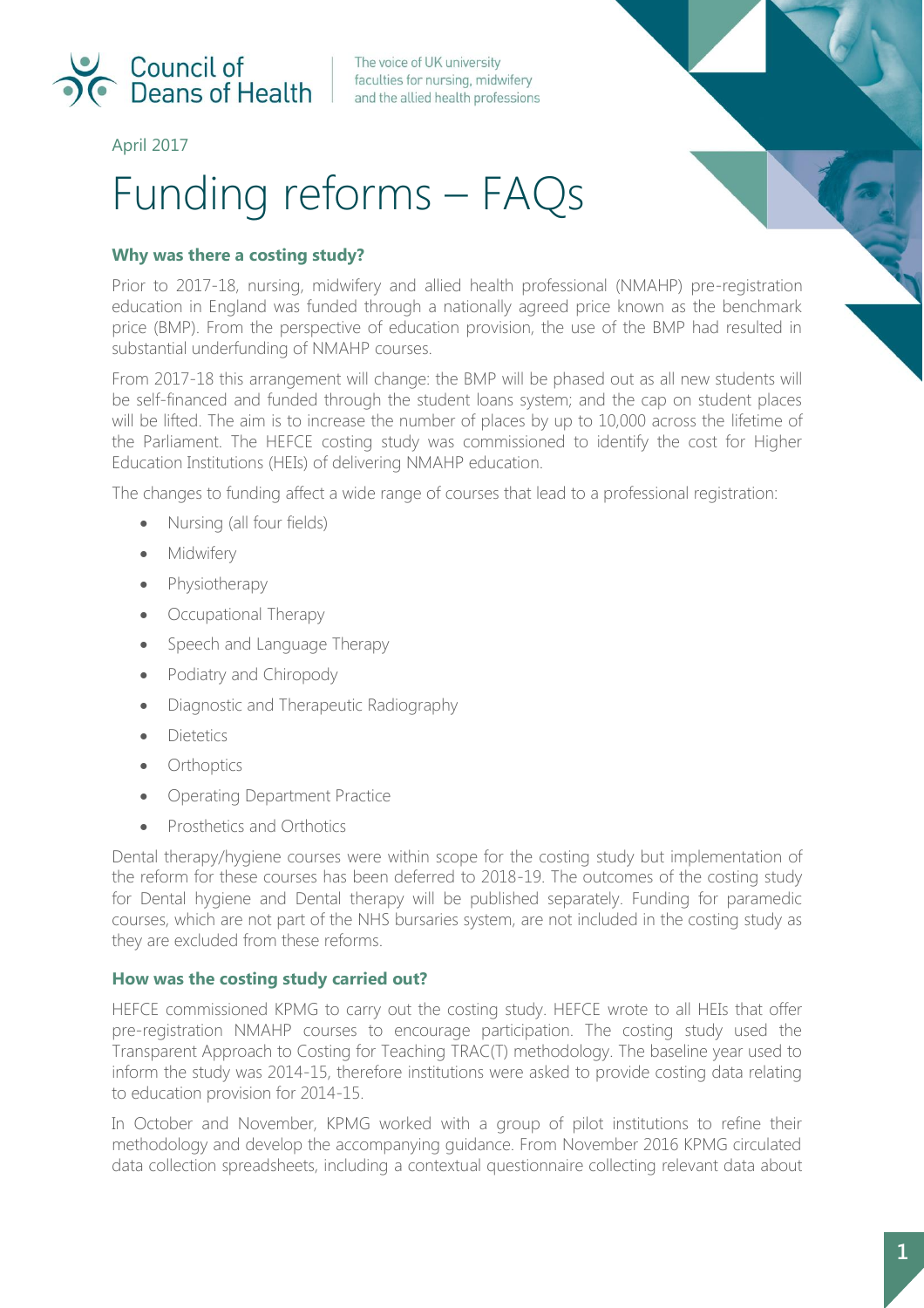Council of Deans of Health

The voice of UK university faculties for nursing, midwifery and the allied health professions

April 2017

# Funding reforms – FAQs

### Why was there a costing study?

Prior to 2017-18, nursing, midwifery and allied health professional (NMAHP) pre-registration education in England was funded through a nationally agreed price known as the benchmark price (BMP). From the perspective of education provision, the use of the BMP had resulted in substantial underfunding of NMAHP courses.

From 2017-18 this arrangement will change: the BMP will be phased out as all new students will be self-financed and funded through the student loans system; and the cap on student places will be lifted. The aim is to increase the number of places by up to 10,000 across the lifetime of the Parliament. The HEFCE costing study was commissioned to identify the cost for Higher Education Institutions (HEIs) of delivering NMAHP education.

The changes to funding affect a wide range of courses that lead to a professional registration:

- Nursing (all four fields)
- Midwifery
- Physiotherapy
- Occupational Therapy
- Speech and Language Therapy
- Podiatry and Chiropody
- Diagnostic and Therapeutic Radiography
- Dietetics
- Orthoptics
- Operating Department Practice
- Prosthetics and Orthotics

Dental therapy/hygiene courses were within scope for the costing study but implementation of the reform for these courses has been deferred to 2018-19. The outcomes of the costing study for Dental hygiene and Dental therapy will be published separately. Funding for paramedic courses, which are not part of the NHS bursaries system, are not included in the costing study as they are excluded from these reforms.

### How was the costing study carried out?

HEFCE commissioned KPMG to carry out the costing study. HEFCE wrote to all HEIs that offer pre-registration NMAHP courses to encourage participation. The costing study used the Transparent Approach to Costing for Teaching TRAC(T) methodology. The baseline year used to inform the study was 2014-15, therefore institutions were asked to provide costing data relating to education provision for 2014-15.

In October and November, KPMG worked with a group of pilot institutions to refine their methodology and develop the accompanying guidance. From November 2016 KPMG circulated data collection spreadsheets, including a contextual questionnaire collecting relevant data about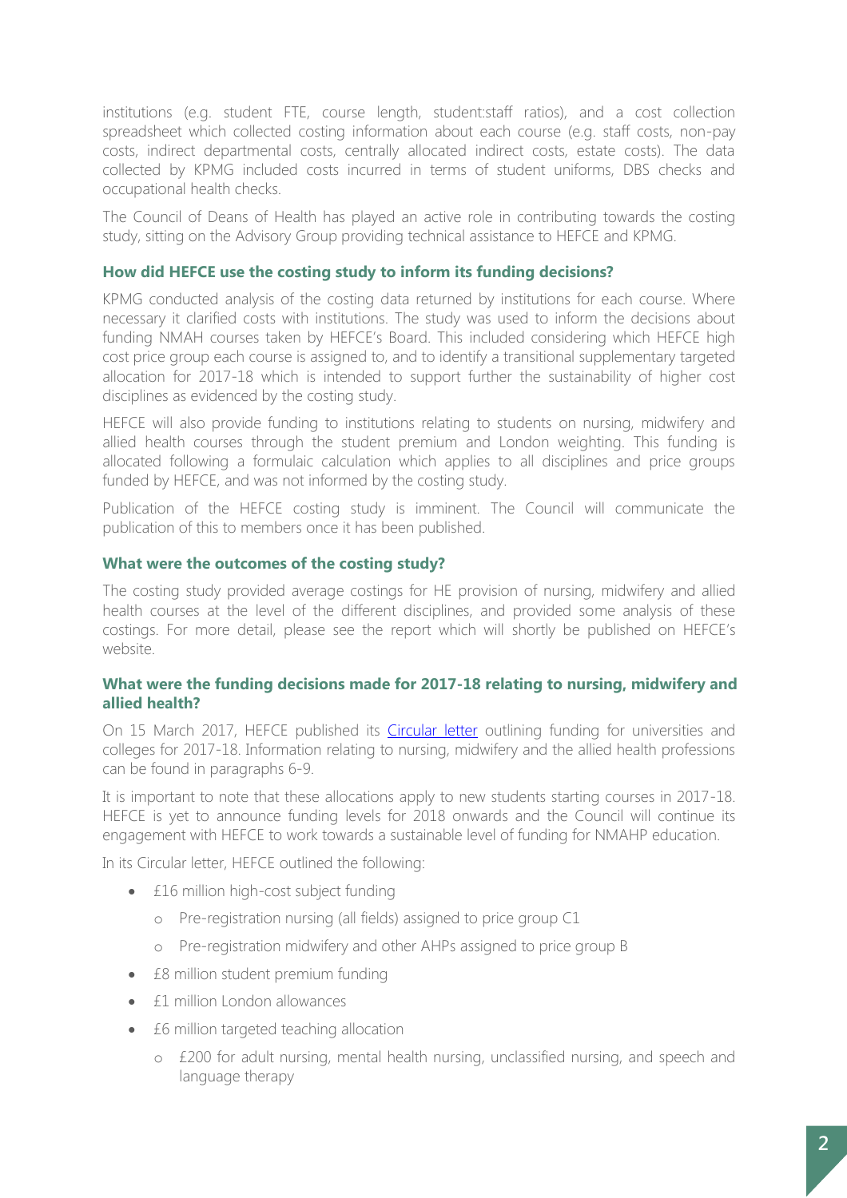institutions (e.g. student FTE, course length, student:staff ratios), and a cost collection spreadsheet which collected costing information about each course (e.g. staff costs, non-pay costs, indirect departmental costs, centrally allocated indirect costs, estate costs). The data collected by KPMG included costs incurred in terms of student uniforms, DBS checks and occupational health checks.

The Council of Deans of Health has played an active role in contributing towards the costing study, sitting on the Advisory Group providing technical assistance to HEFCE and KPMG.

### How did HEFCE use the costing study to inform its funding decisions?

KPMG conducted analysis of the costing data returned by institutions for each course. Where necessary it clarified costs with institutions. The study was used to inform the decisions about funding NMAH courses taken by HEFCE's Board. This included considering which HEFCE high cost price group each course is assigned to, and to identify a transitional supplementary targeted allocation for 2017-18 which is intended to support further the sustainability of higher cost disciplines as evidenced by the costing study.

HEFCE will also provide funding to institutions relating to students on nursing, midwifery and allied health courses through the student premium and London weighting. This funding is allocated following a formulaic calculation which applies to all disciplines and price groups funded by HEFCE, and was not informed by the costing study.

Publication of the HEFCE costing study is imminent. The Council will communicate the publication of this to members once it has been published.

### What were the outcomes of the costing study?

The costing study provided average costings for HE provision of nursing, midwifery and allied health courses at the level of the different disciplines, and provided some analysis of these costings. For more detail, please see the report which will shortly be published on HEFCE's website.

### What were the funding decisions made for 2017-18 relating to nursing, midwifery and allied health?

On 15 March 2017, HEFCE published its Circular letter outlining funding for universities and colleges for 2017-18. Information relating to nursing, midwifery and the allied health professions can be found in paragraphs 6-9.

It is important to note that these allocations apply to new students starting courses in 2017-18. HEFCE is yet to announce funding levels for 2018 onwards and the Council will continue its engagement with HEFCE to work towards a sustainable level of funding for NMAHP education.

In its Circular letter, HEFCE outlined the following:

- £16 million high-cost subject funding
  - Pre-registration nursing (all fields) assigned to price group C1
  - Pre-registration midwifery and other AHPs assigned to price group B
- £8 million student premium funding
- £1 million London allowances
- £6 million targeted teaching allocation
  - £200 for adult nursing, mental health nursing, unclassified nursing, and speech and language therapy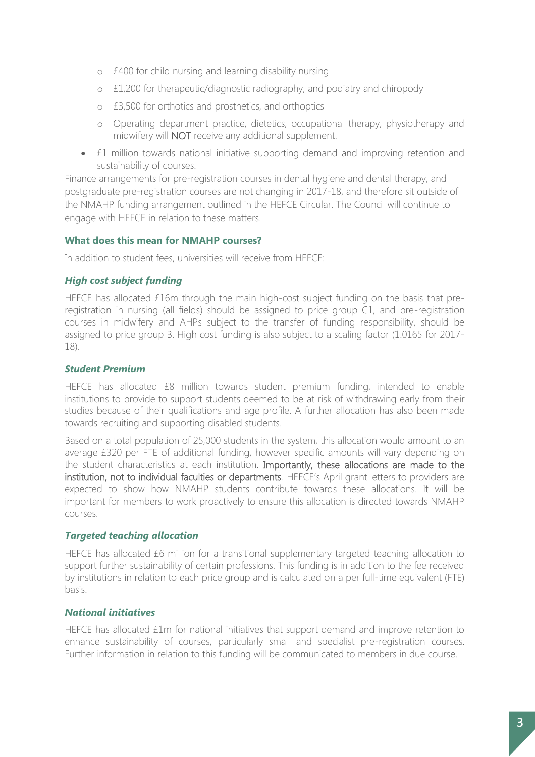- £400 for child nursing and learning disability nursing
  - £1,200 for therapeutic/diagnostic radiography, and podiatry and chiropody
  - £3,500 for orthotics and prosthetics, and orthoptics
  - Operating department practice, dietetics, occupational therapy, physiotherapy and midwifery will NOT receive any additional supplement.
- £1 million towards national initiative supporting demand and improving retention and sustainability of courses.

Finance arrangements for pre-registration courses in dental hygiene and dental therapy, and postgraduate pre-registration courses are not changing in 2017-18, and therefore sit outside of the NMAHP funding arrangement outlined in the HEFCE Circular. The Council will continue to engage with HEFCE in relation to these matters.

**What does this mean for NMAHP courses?**

In addition to student fees, universities will receive from HEFCE:

***High cost subject funding***

HEFCE has allocated £16m through the main high-cost subject funding on the basis that pre-registration in nursing (all fields) should be assigned to price group C1, and pre-registration courses in midwifery and AHPs subject to the transfer of funding responsibility, should be assigned to price group B. High cost funding is also subject to a scaling factor (1.0165 for 2017-18).

***Student Premium***

HEFCE has allocated £8 million towards student premium funding, intended to enable institutions to provide to support students deemed to be at risk of withdrawing early from their studies because of their qualifications and age profile. A further allocation has also been made towards recruiting and supporting disabled students.

Based on a total population of 25,000 students in the system, this allocation would amount to an average £320 per FTE of additional funding, however specific amounts will vary depending on the student characteristics at each institution. Importantly, these allocations are made to the institution, not to individual faculties or departments. HEFCE's April grant letters to providers are expected to show how NMAHP students contribute towards these allocations. It will be important for members to work proactively to ensure this allocation is directed towards NMAHP courses.

***Targeted teaching allocation***

HEFCE has allocated £6 million for a transitional supplementary targeted teaching allocation to support further sustainability of certain professions. This funding is in addition to the fee received by institutions in relation to each price group and is calculated on a per full-time equivalent (FTE) basis.

***National initiatives***

HEFCE has allocated £1m for national initiatives that support demand and improve retention to enhance sustainability of courses, particularly small and specialist pre-registration courses. Further information in relation to this funding will be communicated to members in due course.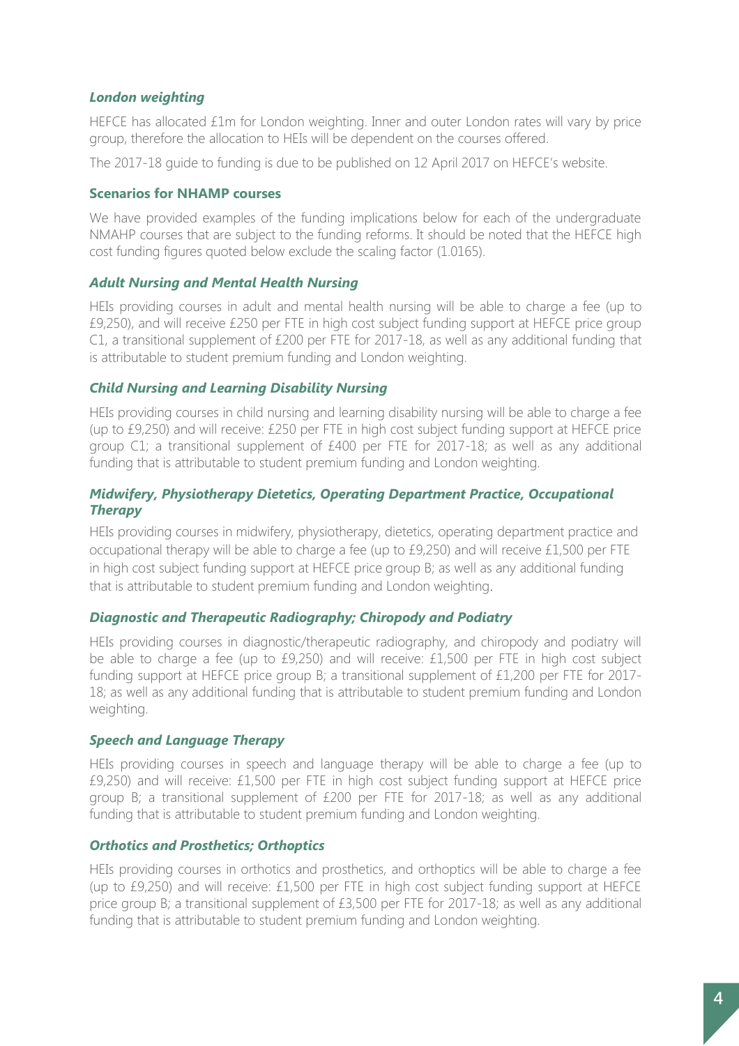### *London weighting*

HEFCE has allocated £1m for London weighting. Inner and outer London rates will vary by price group, therefore the allocation to HEIs will be dependent on the courses offered.

The 2017-18 guide to funding is due to be published on 12 April 2017 on HEFCE's website.

## Scenarios for NHAMP courses

We have provided examples of the funding implications below for each of the undergraduate NMAHP courses that are subject to the funding reforms. It should be noted that the HEFCE high cost funding figures quoted below exclude the scaling factor (1.0165).

### *Adult Nursing and Mental Health Nursing*

HEIs providing courses in adult and mental health nursing will be able to charge a fee (up to £9,250), and will receive £250 per FTE in high cost subject funding support at HEFCE price group C1, a transitional supplement of £200 per FTE for 2017-18, as well as any additional funding that is attributable to student premium funding and London weighting.

### *Child Nursing and Learning Disability Nursing*

HEIs providing courses in child nursing and learning disability nursing will be able to charge a fee (up to £9,250) and will receive: £250 per FTE in high cost subject funding support at HEFCE price group C1; a transitional supplement of £400 per FTE for 2017-18; as well as any additional funding that is attributable to student premium funding and London weighting.

### *Midwifery, Physiotherapy Dietetics, Operating Department Practice, Occupational Therapy*

HEIs providing courses in midwifery, physiotherapy, dietetics, operating department practice and occupational therapy will be able to charge a fee (up to £9,250) and will receive £1,500 per FTE in high cost subject funding support at HEFCE price group B; as well as any additional funding that is attributable to student premium funding and London weighting.

### *Diagnostic and Therapeutic Radiography; Chiropody and Podiatry*

HEIs providing courses in diagnostic/therapeutic radiography, and chiropody and podiatry will be able to charge a fee (up to £9,250) and will receive: £1,500 per FTE in high cost subject funding support at HEFCE price group B; a transitional supplement of £1,200 per FTE for 2017-18; as well as any additional funding that is attributable to student premium funding and London weighting.

### *Speech and Language Therapy*

HEIs providing courses in speech and language therapy will be able to charge a fee (up to £9,250) and will receive: £1,500 per FTE in high cost subject funding support at HEFCE price group B; a transitional supplement of £200 per FTE for 2017-18; as well as any additional funding that is attributable to student premium funding and London weighting.

### *Orthotics and Prosthetics; Orthoptics*

HEIs providing courses in orthotics and prosthetics, and orthoptics will be able to charge a fee (up to £9,250) and will receive: £1,500 per FTE in high cost subject funding support at HEFCE price group B; a transitional supplement of £3,500 per FTE for 2017-18; as well as any additional funding that is attributable to student premium funding and London weighting.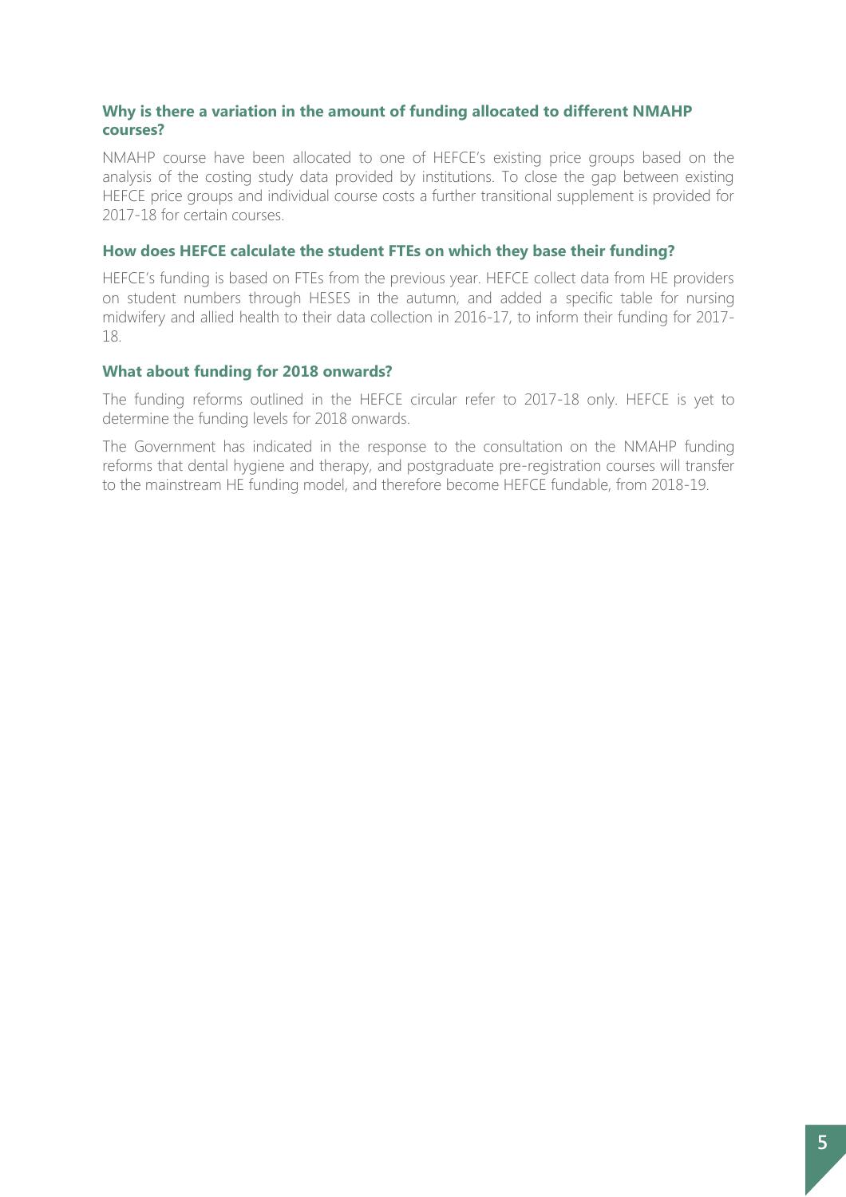### Why is there a variation in the amount of funding allocated to different NMAHP courses?

NMAHP course have been allocated to one of HEFCE's existing price groups based on the analysis of the costing study data provided by institutions. To close the gap between existing HEFCE price groups and individual course costs a further transitional supplement is provided for 2017-18 for certain courses.

### How does HEFCE calculate the student FTEs on which they base their funding?

HEFCE's funding is based on FTEs from the previous year. HEFCE collect data from HE providers on student numbers through HESES in the autumn, and added a specific table for nursing midwifery and allied health to their data collection in 2016-17, to inform their funding for 2017-18.

### What about funding for 2018 onwards?

The funding reforms outlined in the HEFCE circular refer to 2017-18 only. HEFCE is yet to determine the funding levels for 2018 onwards.

The Government has indicated in the response to the consultation on the NMAHP funding reforms that dental hygiene and therapy, and postgraduate pre-registration courses will transfer to the mainstream HE funding model, and therefore become HEFCE fundable, from 2018-19.